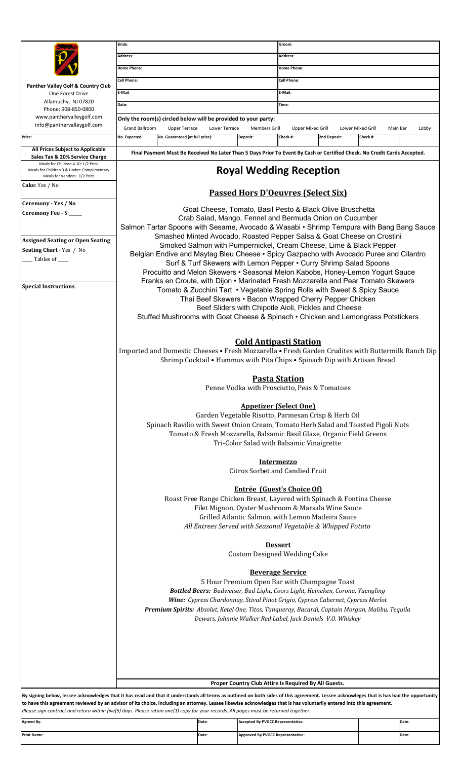**Panther Valley Golf & Country Club**
One Forest Drive
Allamuchy, NJ 07820
Phone: 908-850-0800
www.panthervalleygolf.com
info@panthervalleygolf.com

| Bride: | | Groom: | |
|---|---|---|---|
| Address: | | Address: | |
| Home Phone: | | Home Phone: | |
| Cell Phone: | | Cell Phone: | |
| E-Mail: | | E-Mail: | |
| Date: | | Time: | |

Only the room(s) circled below will be provided to your party:

Grand Ballroom  Upper Terrace  Lower Terrace  Members Grill  Upper Mixed Grill  Lower Mixed Grill  Main Bar  Lobby

| Price: | No. Expected: | No. Guaranteed (at full price): | Deposit: | Check #: | 2nd Deposit: | Check #: |
|---|---|---|---|---|---|---|

**All Prices Subject to Applicable Sales Tax & 20% Service Charge**
Meals for Children 4-10: 1/2 Price
Meals for Children 3 & Under: Complimentary
Meals for Vendors: 1/2 Price

**Final Payment Must Be Received No Later Than 5 Days Prior To Event By Cash or Certified Check. No Credit Cards Accepted.**

**Cake**: Yes / No

**Ceremony - Yes / No**

**Ceremony Fee - $ \_\_\_\_\_**

**Assigned Seating or Open Seating**

**Seating Chart** - Yes / No

\_\_\_\_ Tables of \_\_\_\_

**Special Instructions**:

# Royal Wedding Reception

## Passed Hors D'Oeuvres (Select Six)

Goat Cheese, Tomato, Basil Pesto & Black Olive Bruschetta
Crab Salad, Mango, Fennel and Bermuda Onion on Cucumber
Salmon Tartar Spoons with Sesame, Avocado & Wasabi • Shrimp Tempura with Bang Bang Sauce
Smashed Minted Avocado, Roasted Pepper Salsa & Goat Cheese on Crostini
Smoked Salmon with Pumpernickel, Cream Cheese, Lime & Black Pepper
Belgian Endive and Maytag Bleu Cheese • Spicy Gazpacho with Avocado Puree and Cilantro
Surf & Turf Skewers with Lemon Pepper • Curry Shrimp Salad Spoons
Procuitto and Melon Skewers • Seasonal Melon Kabobs, Honey-Lemon Yogurt Sauce
Franks en Croute, with Dijon • Marinated Fresh Mozzarella and Pear Tomato Skewers
Tomato & Zucchini Tart • Vegetable Spring Rolls with Sweet & Spicy Sauce
Thai Beef Skewers • Bacon Wrapped Cherry Pepper Chicken
Beef Sliders with Chipotle Aioli, Pickles and Cheese
Stuffed Mushrooms with Goat Cheese & Spinach • Chicken and Lemongrass Potstickers

## Cold Antipasti Station

Imported and Domestic Cheeses • Fresh Mozzarella • Fresh Garden Crudites with Buttermilk Ranch Dip
Shrimp Cocktail • Hummus with Pita Chips • Spinach Dip with Artisan Bread

## Pasta Station

Penne Vodka with Prosciutto, Peas & Tomatoes

## Appetizer (Select One)

Garden Vegetable Risotto, Parmesan Crisp & Herb Oil
Spinach Ravilio with Sweet Onion Cream, Tomato Herb Salad and Toasted Pigoli Nuts
Tomato & Fresh Mozzarella, Balsamic Basil Glaze, Organic Field Greens
Tri-Color Salad with Balsamic Vinaigrette

## Intermezzo

Citrus Sorbet and Candied Fruit

## Entrée (Guest's Choice Of)

Roast Free Range Chicken Breast, Layered with Spinach & Fontina Cheese
Filet Mignon, Oyster Mushroom & Marsala Wine Sauce
Grilled Atlantic Salmon, with Lemon Madeira Sauce
*All Entrees Served with Seasonal Vegetable & Whipped Potato*

## Dessert

Custom Designed Wedding Cake

## Beverage Service

5 Hour Premium Open Bar with Champagne Toast
***Bottled Beers:*** *Budweiser, Bud Light, Coors Light, Heineken, Corona, Yuengling*
***Wine:*** *Cypress Chardonnay, Stival Pinot Grigio, Cypress Cabernet, Cypress Merlot*
***Premium Spirits:*** *Absolut, Ketel One, Titos, Tanqueray, Bacardi, Captain Morgan, Malibu, Tequila Dewars, Johnnie Walker Red Label, Jack Daniels V.O. Whiskey*

**Proper Country Club Attire Is Required By All Guests.**

**By signing below, lessee acknowledges that it has read and that it understands all terms as outlined on both sides of this agreement. Lessee acknowledges that is has had the opportunity to have this agreement reviewed by an advisor of its choice, including an attorney. Lessee likewise acknowledges that is has voluntarily entered into this agreement.**
*Please sign contract and return within five(5) days. Please retain one(1) copy for your records. All pages must be returned together.*

| Agreed By: | Date: | Accepted By PVGCC Representative: | Date: |
|---|---|---|---|
| Print Name: | Date: | Approved By PVGCC Representative: | Date: |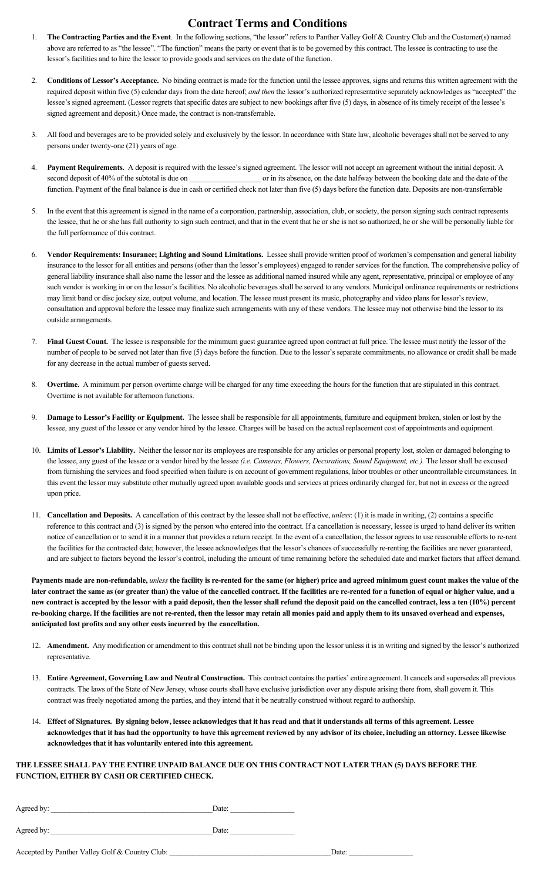# Contract Terms and Conditions

1. **The Contracting Parties and the Event**. In the following sections, "the lessor" refers to Panther Valley Golf & Country Club and the Customer(s) named above are referred to as "the lessee". "The function" means the party or event that is to be governed by this contract. The lessee is contracting to use the lessor's facilities and to hire the lessor to provide goods and services on the date of the function.

2. **Conditions of Lessor's Acceptance.** No binding contract is made for the function until the lessee approves, signs and returns this written agreement with the required deposit within five (5) calendar days from the date hereof; *and then* the lessor's authorized representative separately acknowledges as "accepted" the lessee's signed agreement. (Lessor regrets that specific dates are subject to new bookings after five (5) days, in absence of its timely receipt of the lessee's signed agreement and deposit.) Once made, the contract is non-transferrable.

3. All food and beverages are to be provided solely and exclusively by the lessor. In accordance with State law, alcoholic beverages shall not be served to any persons under twenty-one (21) years of age.

4. **Payment Requirements.** A deposit is required with the lessee's signed agreement. The lessor will not accept an agreement without the initial deposit. A second deposit of 40% of the subtotal is due on ___________________ or in its absence, on the date halfway between the booking date and the date of the function. Payment of the final balance is due in cash or certified check not later than five (5) days before the function date. Deposits are non-transferrable

5. In the event that this agreement is signed in the name of a corporation, partnership, association, club, or society, the person signing such contract represents the lessee, that he or she has full authority to sign such contract, and that in the event that he or she is not so authorized, he or she will be personally liable for the full performance of this contract.

6. **Vendor Requirements: Insurance; Lighting and Sound Limitations.** Lessee shall provide written proof of workmen's compensation and general liability insurance to the lessor for all entities and persons (other than the lessor's employees) engaged to render services for the function. The comprehensive policy of general liability insurance shall also name the lessor and the lessee as additional named insured while any agent, representative, principal or employee of any such vendor is working in or on the lessor's facilities. No alcoholic beverages shall be served to any vendors. Municipal ordinance requirements or restrictions may limit band or disc jockey size, output volume, and location. The lessee must present its music, photography and video plans for lessor's review, consultation and approval before the lessee may finalize such arrangements with any of these vendors. The lessee may not otherwise bind the lessor to its outside arrangements.

7. **Final Guest Count.** The lessee is responsible for the minimum guest guarantee agreed upon contract at full price. The lessee must notify the lessor of the number of people to be served not later than five (5) days before the function. Due to the lessor's separate commitments, no allowance or credit shall be made for any decrease in the actual number of guests served.

8. **Overtime.** A minimum per person overtime charge will be charged for any time exceeding the hours for the function that are stipulated in this contract. Overtime is not available for afternoon functions.

9. **Damage to Lessor's Facility or Equipment.** The lessee shall be responsible for all appointments, furniture and equipment broken, stolen or lost by the lessee, any guest of the lessee or any vendor hired by the lessee. Charges will be based on the actual replacement cost of appointments and equipment.

10. **Limits of Lessor's Liability.** Neither the lessor nor its employees are responsible for any articles or personal property lost, stolen or damaged belonging to the lessee, any guest of the lessee or a vendor hired by the lessee *(i.e. Cameras, Flowers, Decorations, Sound Equipment, etc.).* The lessor shall be excused from furnishing the services and food specified when failure is on account of government regulations, labor troubles or other uncontrollable circumstances. In this event the lessor may substitute other mutually agreed upon available goods and services at prices ordinarily charged for, but not in excess or the agreed upon price.

11. **Cancellation and Deposits.** A cancellation of this contract by the lessee shall not be effective, *unless*: (1) it is made in writing, (2) contains a specific reference to this contract and (3) is signed by the person who entered into the contract. If a cancellation is necessary, lessee is urged to hand deliver its written notice of cancellation or to send it in a manner that provides a return receipt. In the event of a cancellation, the lessor agrees to use reasonable efforts to re-rent the facilities for the contracted date; however, the lessee acknowledges that the lessor's chances of successfully re-renting the facilities are never guaranteed, and are subject to factors beyond the lessor's control, including the amount of time remaining before the scheduled date and market factors that affect demand.

**Payments made are non-refundable,** ***unless*** **the facility is re-rented for the same (or higher) price and agreed minimum guest count makes the value of the later contract the same as (or greater than) the value of the cancelled contract. If the facilities are re-rented for a function of equal or higher value, and a new contract is accepted by the lessor with a paid deposit, then the lessor shall refund the deposit paid on the cancelled contract, less a ten (10%) percent re-booking charge. If the facilities are not re-rented, then the lessor may retain all monies paid and apply them to its unsaved overhead and expenses, anticipated lost profits and any other costs incurred by the cancellation.**

12. **Amendment.** Any modification or amendment to this contract shall not be binding upon the lessor unless it is in writing and signed by the lessor's authorized representative.

13. **Entire Agreement, Governing Law and Neutral Construction.** This contract contains the parties' entire agreement. It cancels and supersedes all previous contracts. The laws of the State of New Jersey, whose courts shall have exclusive jurisdiction over any dispute arising there from, shall govern it. This contract was freely negotiated among the parties, and they intend that it be neutrally construed without regard to authorship.

14. **Effect of Signatures. By signing below, lessee acknowledges that it has read and that it understands all terms of this agreement. Lessee acknowledges that it has had the opportunity to have this agreement reviewed by any advisor of its choice, including an attorney. Lessee likewise acknowledges that it has voluntarily entered into this agreement.**

**THE LESSEE SHALL PAY THE ENTIRE UNPAID BALANCE DUE ON THIS CONTRACT NOT LATER THAN (5) DAYS BEFORE THE FUNCTION, EITHER BY CASH OR CERTIFIED CHECK.**

Agreed by: ___________________________________________ Date: _________________

Agreed by: ___________________________________________ Date: _________________

Accepted by Panther Valley Golf & Country Club: ___________________________________________ Date: _________________